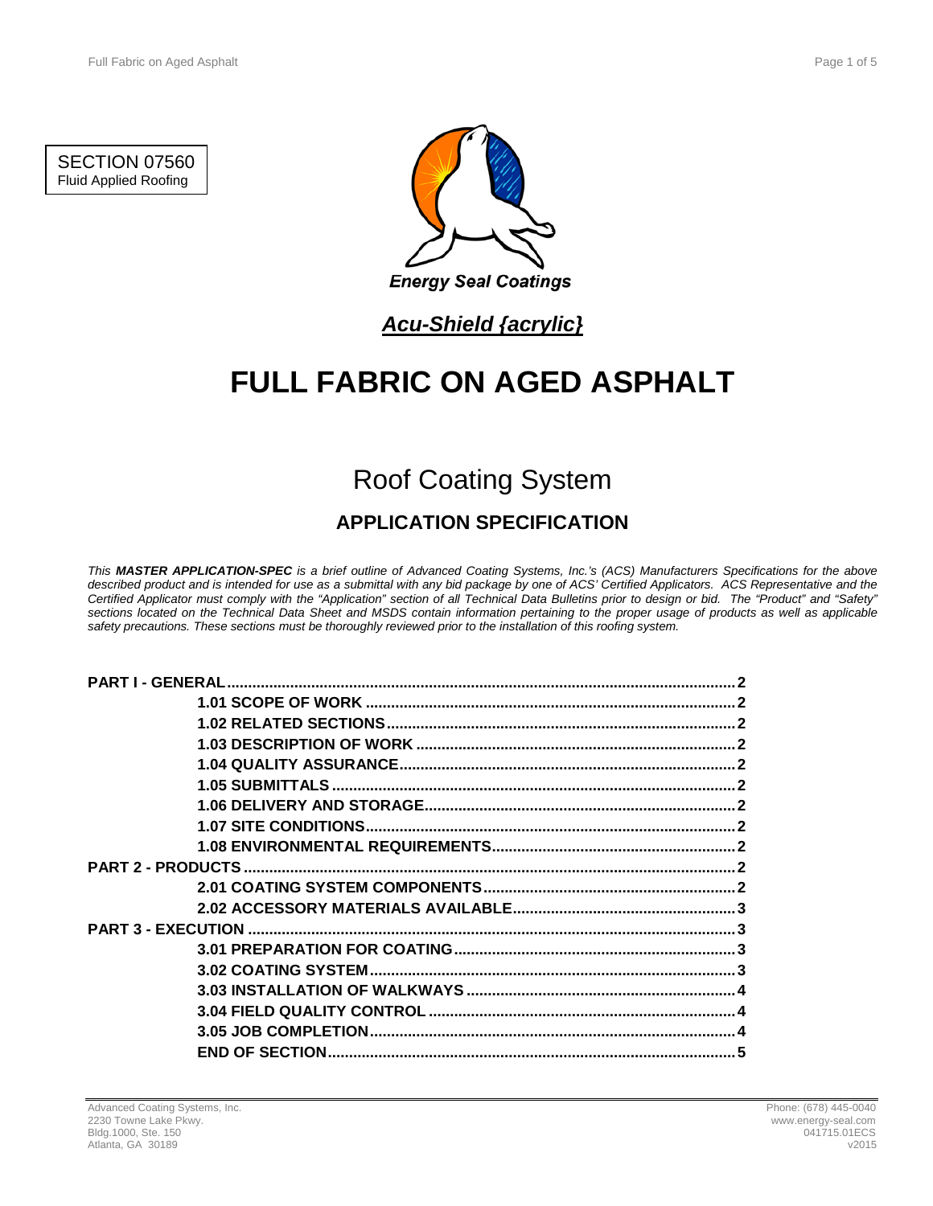SECTION 07560
Fluid Applied Roofing

Energy Seal Coatings

***Acu-Shield {acrylic}***

# FULL FABRIC ON AGED ASPHALT

## Roof Coating System

### APPLICATION SPECIFICATION

*This **MASTER APPLICATION-SPEC** is a brief outline of Advanced Coating Systems, Inc.'s (ACS) Manufacturers Specifications for the above described product and is intended for use as a submittal with any bid package by one of ACS' Certified Applicators. ACS Representative and the Certified Applicator must comply with the "Application" section of all Technical Data Bulletins prior to design or bid. The "Product" and "Safety" sections located on the Technical Data Sheet and MSDS contain information pertaining to the proper usage of products as well as applicable safety precautions. These sections must be thoroughly reviewed prior to the installation of this roofing system.*

**PART I - GENERAL** .......... 2
- **1.01 SCOPE OF WORK** .......... 2
- **1.02 RELATED SECTIONS** .......... 2
- **1.03 DESCRIPTION OF WORK** .......... 2
- **1.04 QUALITY ASSURANCE** .......... 2
- **1.05 SUBMITTALS** .......... 2
- **1.06 DELIVERY AND STORAGE** .......... 2
- **1.07 SITE CONDITIONS** .......... 2
- **1.08 ENVIRONMENTAL REQUIREMENTS** .......... 2

**PART 2 - PRODUCTS** .......... 2
- **2.01 COATING SYSTEM COMPONENTS** .......... 2
- **2.02 ACCESSORY MATERIALS AVAILABLE** .......... 3

**PART 3 - EXECUTION** .......... 3
- **3.01 PREPARATION FOR COATING** .......... 3
- **3.02 COATING SYSTEM** .......... 3
- **3.03 INSTALLATION OF WALKWAYS** .......... 4
- **3.04 FIELD QUALITY CONTROL** .......... 4
- **3.05 JOB COMPLETION** .......... 4
- **END OF SECTION** .......... 5

Advanced Coating Systems, Inc.
2230 Towne Lake Pkwy.
Bldg.1000, Ste. 150
Atlanta, GA 30189

Phone: (678) 445-0040
www.energy-seal.com
041715.01ECS
v2015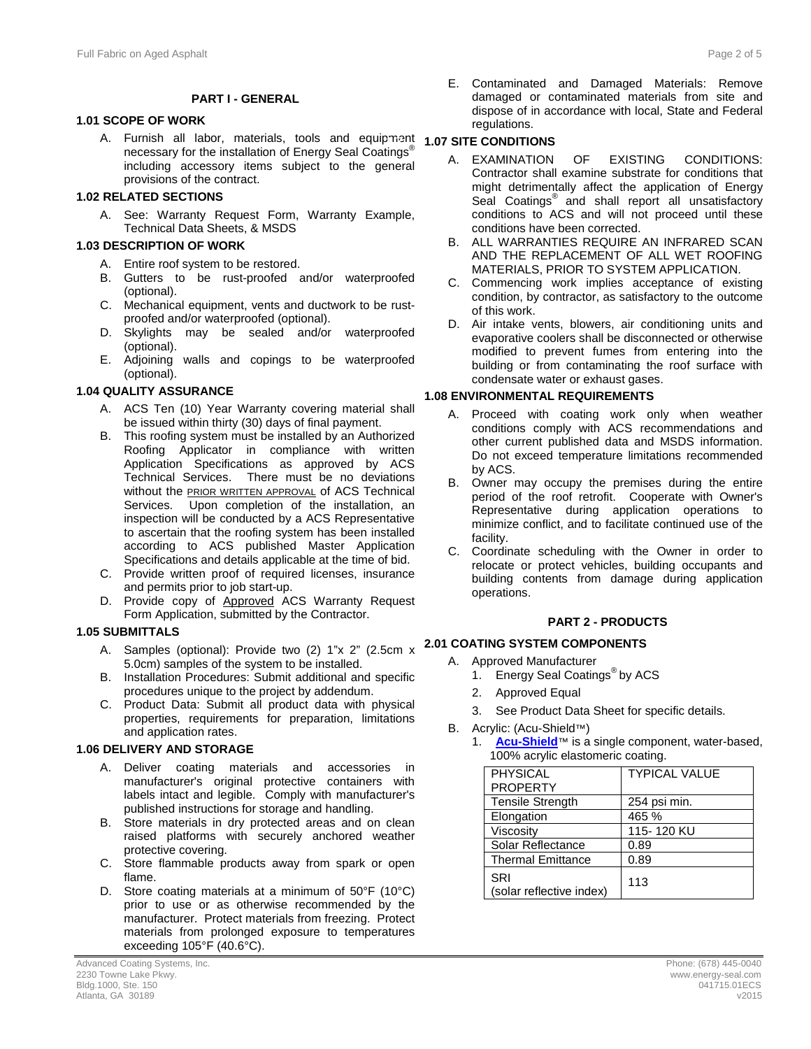## PART I - GENERAL

### 1.01 SCOPE OF WORK

A. Furnish all labor, materials, tools and equipment necessary for the installation of Energy Seal Coatings® including accessory items subject to the general provisions of the contract.

### 1.02 RELATED SECTIONS

A. See: Warranty Request Form, Warranty Example, Technical Data Sheets, & MSDS

### 1.03 DESCRIPTION OF WORK

A. Entire roof system to be restored.
B. Gutters to be rust-proofed and/or waterproofed (optional).
C. Mechanical equipment, vents and ductwork to be rust-proofed and/or waterproofed (optional).
D. Skylights may be sealed and/or waterproofed (optional).
E. Adjoining walls and copings to be waterproofed (optional).

### 1.04 QUALITY ASSURANCE

A. ACS Ten (10) Year Warranty covering material shall be issued within thirty (30) days of final payment.
B. This roofing system must be installed by an Authorized Roofing Applicator in compliance with written Application Specifications as approved by ACS Technical Services. There must be no deviations without the PRIOR WRITTEN APPROVAL of ACS Technical Services. Upon completion of the installation, an inspection will be conducted by a ACS Representative to ascertain that the roofing system has been installed according to ACS published Master Application Specifications and details applicable at the time of bid.
C. Provide written proof of required licenses, insurance and permits prior to job start-up.
D. Provide copy of Approved ACS Warranty Request Form Application, submitted by the Contractor.

### 1.05 SUBMITTALS

A. Samples (optional): Provide two (2) 1"x 2" (2.5cm x 5.0cm) samples of the system to be installed.
B. Installation Procedures: Submit additional and specific procedures unique to the project by addendum.
C. Product Data: Submit all product data with physical properties, requirements for preparation, limitations and application rates.

### 1.06 DELIVERY AND STORAGE

A. Deliver coating materials and accessories in manufacturer's original protective containers with labels intact and legible. Comply with manufacturer's published instructions for storage and handling.
B. Store materials in dry protected areas and on clean raised platforms with securely anchored weather protective covering.
C. Store flammable products away from spark or open flame.
D. Store coating materials at a minimum of 50°F (10°C) prior to use or as otherwise recommended by the manufacturer. Protect materials from freezing. Protect materials from prolonged exposure to temperatures exceeding 105°F (40.6°C).
E. Contaminated and Damaged Materials: Remove damaged or contaminated materials from site and dispose of in accordance with local, State and Federal regulations.

### 1.07 SITE CONDITIONS

A. EXAMINATION OF EXISTING CONDITIONS: Contractor shall examine substrate for conditions that might detrimentally affect the application of Energy Seal Coatings® and shall report all unsatisfactory conditions to ACS and will not proceed until these conditions have been corrected.
B. ALL WARRANTIES REQUIRE AN INFRARED SCAN AND THE REPLACEMENT OF ALL WET ROOFING MATERIALS, PRIOR TO SYSTEM APPLICATION.
C. Commencing work implies acceptance of existing condition, by contractor, as satisfactory to the outcome of this work.
D. Air intake vents, blowers, air conditioning units and evaporative coolers shall be disconnected or otherwise modified to prevent fumes from entering into the building or from contaminating the roof surface with condensate water or exhaust gases.

### 1.08 ENVIRONMENTAL REQUIREMENTS

A. Proceed with coating work only when weather conditions comply with ACS recommendations and other current published data and MSDS information. Do not exceed temperature limitations recommended by ACS.
B. Owner may occupy the premises during the entire period of the roof retrofit. Cooperate with Owner's Representative during application operations to minimize conflict, and to facilitate continued use of the facility.
C. Coordinate scheduling with the Owner in order to relocate or protect vehicles, building occupants and building contents from damage during application operations.

## PART 2 - PRODUCTS

### 2.01 COATING SYSTEM COMPONENTS

A. Approved Manufacturer
   1. Energy Seal Coatings® by ACS
   2. Approved Equal
   3. See Product Data Sheet for specific details.
B. Acrylic: (Acu-Shield™)
   1. **Acu-Shield**™ is a single component, water-based, 100% acrylic elastomeric coating.

| PHYSICAL PROPERTY | TYPICAL VALUE |
|---|---|
| Tensile Strength | 254 psi min. |
| Elongation | 465 % |
| Viscosity | 115- 120 KU |
| Solar Reflectance | 0.89 |
| Thermal Emittance | 0.89 |
| SRI (solar reflective index) | 113 |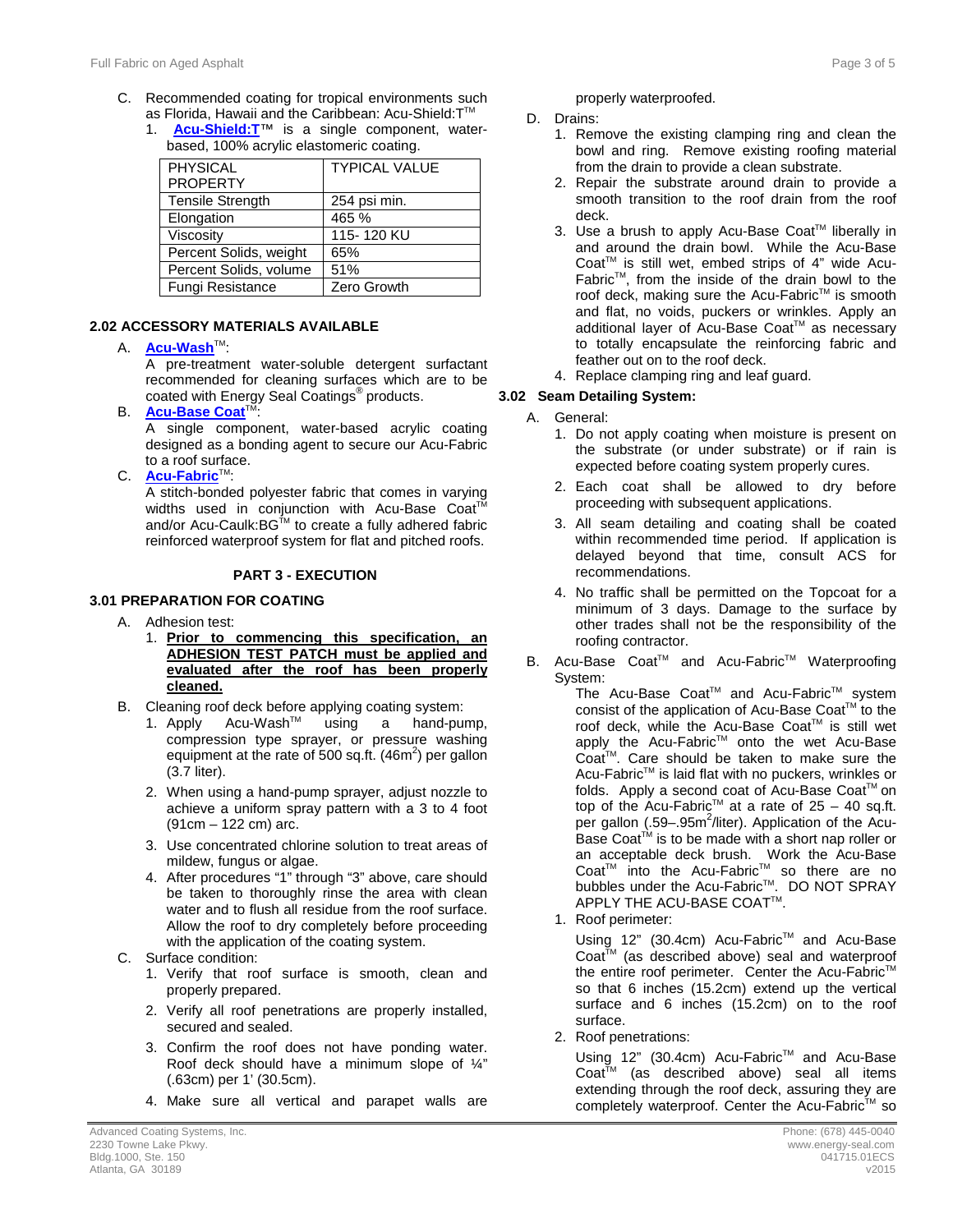C. Recommended coating for tropical environments such as Florida, Hawaii and the Caribbean: Acu-Shield:T™

1. **Acu-Shield:T**™ is a single component, water-based, 100% acrylic elastomeric coating.

| PHYSICAL PROPERTY | TYPICAL VALUE |
|---|---|
| Tensile Strength | 254 psi min. |
| Elongation | 465 % |
| Viscosity | 115- 120 KU |
| Percent Solids, weight | 65% |
| Percent Solids, volume | 51% |
| Fungi Resistance | Zero Growth |

### 2.02 ACCESSORY MATERIALS AVAILABLE

A. **Acu-Wash**™:
A pre-treatment water-soluble detergent surfactant recommended for cleaning surfaces which are to be coated with Energy Seal Coatings® products.

B. **Acu-Base Coat**™:
A single component, water-based acrylic coating designed as a bonding agent to secure our Acu-Fabric to a roof surface.

C. **Acu-Fabric**™:
A stitch-bonded polyester fabric that comes in varying widths used in conjunction with Acu-Base Coat™ and/or Acu-Caulk:BG™ to create a fully adhered fabric reinforced waterproof system for flat and pitched roofs.

## PART 3 - EXECUTION

### 3.01 PREPARATION FOR COATING

A. Adhesion test:
1. **Prior to commencing this specification, an ADHESION TEST PATCH must be applied and evaluated after the roof has been properly cleaned.**

B. Cleaning roof deck before applying coating system:
1. Apply Acu-Wash™ using a hand-pump, compression type sprayer, or pressure washing equipment at the rate of 500 sq.ft. (46m$^2$) per gallon (3.7 liter).
2. When using a hand-pump sprayer, adjust nozzle to achieve a uniform spray pattern with a 3 to 4 foot (91cm – 122 cm) arc.
3. Use concentrated chlorine solution to treat areas of mildew, fungus or algae.
4. After procedures "1" through "3" above, care should be taken to thoroughly rinse the area with clean water and to flush all residue from the roof surface. Allow the roof to dry completely before proceeding with the application of the coating system.

C. Surface condition:
1. Verify that roof surface is smooth, clean and properly prepared.
2. Verify all roof penetrations are properly installed, secured and sealed.
3. Confirm the roof does not have ponding water. Roof deck should have a minimum slope of ¼" (.63cm) per 1' (30.5cm).
4. Make sure all vertical and parapet walls are properly waterproofed.

D. Drains:
1. Remove the existing clamping ring and clean the bowl and ring. Remove existing roofing material from the drain to provide a clean substrate.
2. Repair the substrate around drain to provide a smooth transition to the roof drain from the roof deck.
3. Use a brush to apply Acu-Base Coat™ liberally in and around the drain bowl. While the Acu-Base Coat™ is still wet, embed strips of 4" wide Acu-Fabric™, from the inside of the drain bowl to the roof deck, making sure the Acu-Fabric™ is smooth and flat, no voids, puckers or wrinkles. Apply an additional layer of Acu-Base Coat™ as necessary to totally encapsulate the reinforcing fabric and feather out on to the roof deck.
4. Replace clamping ring and leaf guard.

### 3.02 Seam Detailing System:

A. General:
1. Do not apply coating when moisture is present on the substrate (or under substrate) or if rain is expected before coating system properly cures.
2. Each coat shall be allowed to dry before proceeding with subsequent applications.
3. All seam detailing and coating shall be coated within recommended time period. If application is delayed beyond that time, consult ACS for recommendations.
4. No traffic shall be permitted on the Topcoat for a minimum of 3 days. Damage to the surface by other trades shall not be the responsibility of the roofing contractor.

B. Acu-Base Coat™ and Acu-Fabric™ Waterproofing System:
The Acu-Base Coat™ and Acu-Fabric™ system consist of the application of Acu-Base Coat™ to the roof deck, while the Acu-Base Coat™ is still wet apply the Acu-Fabric™ onto the wet Acu-Base Coat™. Care should be taken to make sure the Acu-Fabric™ is laid flat with no puckers, wrinkles or folds. Apply a second coat of Acu-Base Coat™ on top of the Acu-Fabric™ at a rate of 25 – 40 sq.ft. per gallon (.59–.95m$^2$/liter). Application of the Acu-Base Coat™ is to be made with a short nap roller or an acceptable deck brush. Work the Acu-Base Coat™ into the Acu-Fabric™ so there are no bubbles under the Acu-Fabric™. DO NOT SPRAY APPLY THE ACU-BASE COAT™.

1. Roof perimeter:
Using 12" (30.4cm) Acu-Fabric™ and Acu-Base Coat™ (as described above) seal and waterproof the entire roof perimeter. Center the Acu-Fabric™ so that 6 inches (15.2cm) extend up the vertical surface and 6 inches (15.2cm) on to the roof surface.

2. Roof penetrations:
Using 12" (30.4cm) Acu-Fabric™ and Acu-Base Coat™ (as described above) seal all items extending through the roof deck, assuring they are completely waterproof. Center the Acu-Fabric™ so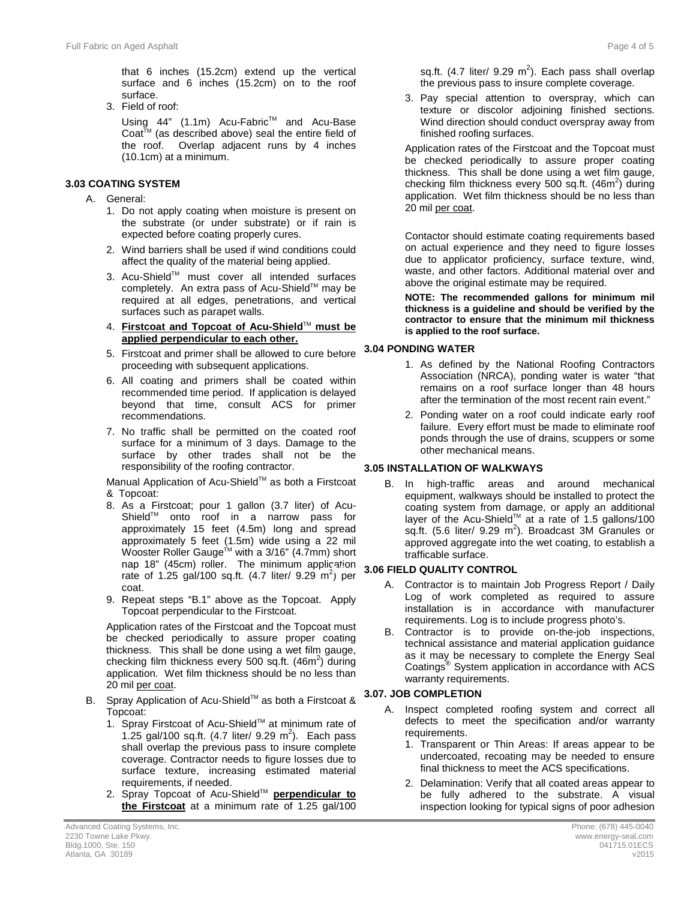that 6 inches (15.2cm) extend up the vertical surface and 6 inches (15.2cm) on to the roof surface.

3. Field of roof:

   Using 44" (1.1m) Acu-Fabric™ and Acu-Base Coat™ (as described above) seal the entire field of the roof. Overlap adjacent runs by 4 inches (10.1cm) at a minimum.

### 3.03 COATING SYSTEM

A. General:

1. Do not apply coating when moisture is present on the substrate (or under substrate) or if rain is expected before coating properly cures.
2. Wind barriers shall be used if wind conditions could affect the quality of the material being applied.
3. Acu-Shield™ must cover all intended surfaces completely. An extra pass of Acu-Shield™ may be required at all edges, penetrations, and vertical surfaces such as parapet walls.
4. **Firstcoat and Topcoat of Acu-Shield™ must be applied perpendicular to each other.**
5. Firstcoat and primer shall be allowed to cure before proceeding with subsequent applications.
6. All coating and primers shall be coated within recommended time period. If application is delayed beyond that time, consult ACS for primer recommendations.
7. No traffic shall be permitted on the coated roof surface for a minimum of 3 days. Damage to the surface by other trades shall not be the responsibility of the roofing contractor.

Manual Application of Acu-Shield™ as both a Firstcoat & Topcoat:

8. As a Firstcoat; pour 1 gallon (3.7 liter) of Acu-Shield™ onto roof in a narrow pass for approximately 15 feet (4.5m) long and spread approximately 5 feet (1.5m) wide using a 22 mil Wooster Roller Gauge™ with a 3/16" (4.7mm) short nap 18" (45cm) roller. The minimum application rate of 1.25 gal/100 sq.ft. (4.7 liter/ 9.29 $m^2$) per coat.
9. Repeat steps "B.1" above as the Topcoat. Apply Topcoat perpendicular to the Firstcoat.

Application rates of the Firstcoat and the Topcoat must be checked periodically to assure proper coating thickness. This shall be done using a wet film gauge, checking film thickness every 500 sq.ft. (46$m^2$) during application. Wet film thickness should be no less than 20 mil per coat.

B. Spray Application of Acu-Shield™ as both a Firstcoat & Topcoat:

1. Spray Firstcoat of Acu-Shield™ at minimum rate of 1.25 gal/100 sq.ft. (4.7 liter/ 9.29 $m^2$). Each pass shall overlap the previous pass to insure complete coverage. Contractor needs to figure losses due to surface texture, increasing estimated material requirements, if needed.
2. Spray Topcoat of Acu-Shield™ **perpendicular to the Firstcoat** at a minimum rate of 1.25 gal/100 sq.ft. (4.7 liter/ 9.29 $m^2$). Each pass shall overlap the previous pass to insure complete coverage.
3. Pay special attention to overspray, which can texture or discolor adjoining finished sections. Wind direction should conduct overspray away from finished roofing surfaces.

Application rates of the Firstcoat and the Topcoat must be checked periodically to assure proper coating thickness. This shall be done using a wet film gauge, checking film thickness every 500 sq.ft. (46$m^2$) during application. Wet film thickness should be no less than 20 mil per coat.

Contactor should estimate coating requirements based on actual experience and they need to figure losses due to applicator proficiency, surface texture, wind, waste, and other factors. Additional material over and above the original estimate may be required.

**NOTE: The recommended gallons for minimum mil thickness is a guideline and should be verified by the contractor to ensure that the minimum mil thickness is applied to the roof surface.**

### 3.04 PONDING WATER

1. As defined by the National Roofing Contractors Association (NRCA), ponding water is water "that remains on a roof surface longer than 48 hours after the termination of the most recent rain event."
2. Ponding water on a roof could indicate early roof failure. Every effort must be made to eliminate roof ponds through the use of drains, scuppers or some other mechanical means.

### 3.05 INSTALLATION OF WALKWAYS

B. In high-traffic areas and around mechanical equipment, walkways should be installed to protect the coating system from damage, or apply an additional layer of the Acu-Shield™ at a rate of 1.5 gallons/100 sq.ft. (5.6 liter/ 9.29 $m^2$). Broadcast 3M Granules or approved aggregate into the wet coating, to establish a trafficable surface.

### 3.06 FIELD QUALITY CONTROL

A. Contractor is to maintain Job Progress Report / Daily Log of work completed as required to assure installation is in accordance with manufacturer requirements. Log is to include progress photo's.

B. Contractor is to provide on-the-job inspections, technical assistance and material application guidance as it may be necessary to complete the Energy Seal Coatings® System application in accordance with ACS warranty requirements.

### 3.07. JOB COMPLETION

A. Inspect completed roofing system and correct all defects to meet the specification and/or warranty requirements.

1. Transparent or Thin Areas: If areas appear to be undercoated, recoating may be needed to ensure final thickness to meet the ACS specifications.
2. Delamination: Verify that all coated areas appear to be fully adhered to the substrate. A visual inspection looking for typical signs of poor adhesion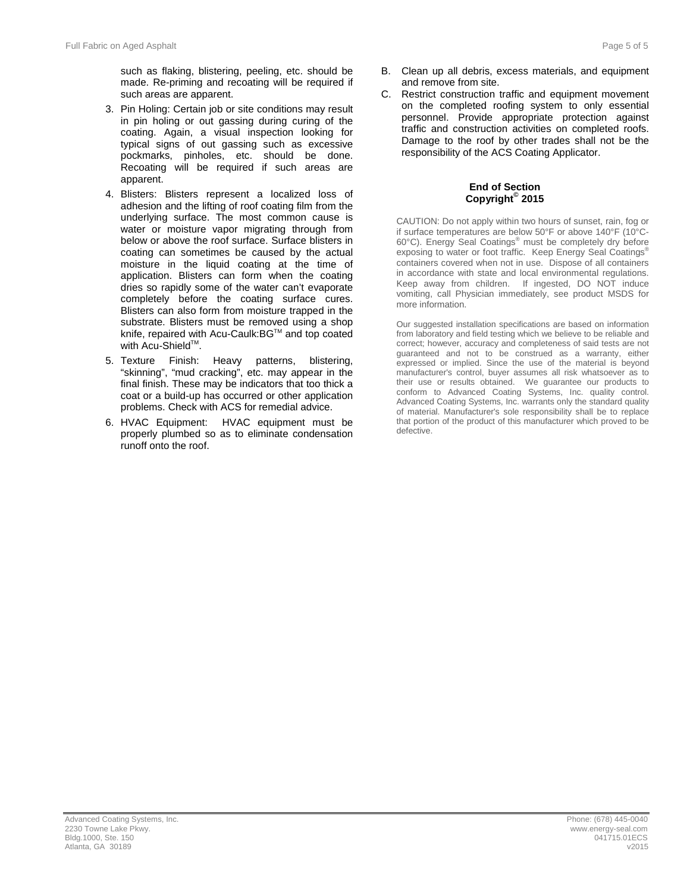such as flaking, blistering, peeling, etc. should be made. Re-priming and recoating will be required if such areas are apparent.

3. Pin Holing: Certain job or site conditions may result in pin holing or out gassing during curing of the coating. Again, a visual inspection looking for typical signs of out gassing such as excessive pockmarks, pinholes, etc. should be done. Recoating will be required if such areas are apparent.
4. Blisters: Blisters represent a localized loss of adhesion and the lifting of roof coating film from the underlying surface. The most common cause is water or moisture vapor migrating through from below or above the roof surface. Surface blisters in coating can sometimes be caused by the actual moisture in the liquid coating at the time of application. Blisters can form when the coating dries so rapidly some of the water can't evaporate completely before the coating surface cures. Blisters can also form from moisture trapped in the substrate. Blisters must be removed using a shop knife, repaired with Acu-Caulk:BG™ and top coated with Acu-Shield™.
5. Texture Finish: Heavy patterns, blistering, "skinning", "mud cracking", etc. may appear in the final finish. These may be indicators that too thick a coat or a build-up has occurred or other application problems. Check with ACS for remedial advice.
6. HVAC Equipment: HVAC equipment must be properly plumbed so as to eliminate condensation runoff onto the roof.

B. Clean up all debris, excess materials, and equipment and remove from site.

C. Restrict construction traffic and equipment movement on the completed roofing system to only essential personnel. Provide appropriate protection against traffic and construction activities on completed roofs. Damage to the roof by other trades shall not be the responsibility of the ACS Coating Applicator.

**End of Section**
**Copyright© 2015**

CAUTION: Do not apply within two hours of sunset, rain, fog or if surface temperatures are below 50°F or above 140°F (10°C-60°C). Energy Seal Coatings® must be completely dry before exposing to water or foot traffic. Keep Energy Seal Coatings® containers covered when not in use. Dispose of all containers in accordance with state and local environmental regulations. Keep away from children. If ingested, DO NOT induce vomiting, call Physician immediately, see product MSDS for more information.

Our suggested installation specifications are based on information from laboratory and field testing which we believe to be reliable and correct; however, accuracy and completeness of said tests are not guaranteed and not to be construed as a warranty, either expressed or implied. Since the use of the material is beyond manufacturer's control, buyer assumes all risk whatsoever as to their use or results obtained. We guarantee our products to conform to Advanced Coating Systems, Inc. quality control. Advanced Coating Systems, Inc. warrants only the standard quality of material. Manufacturer's sole responsibility shall be to replace that portion of the product of this manufacturer which proved to be defective.